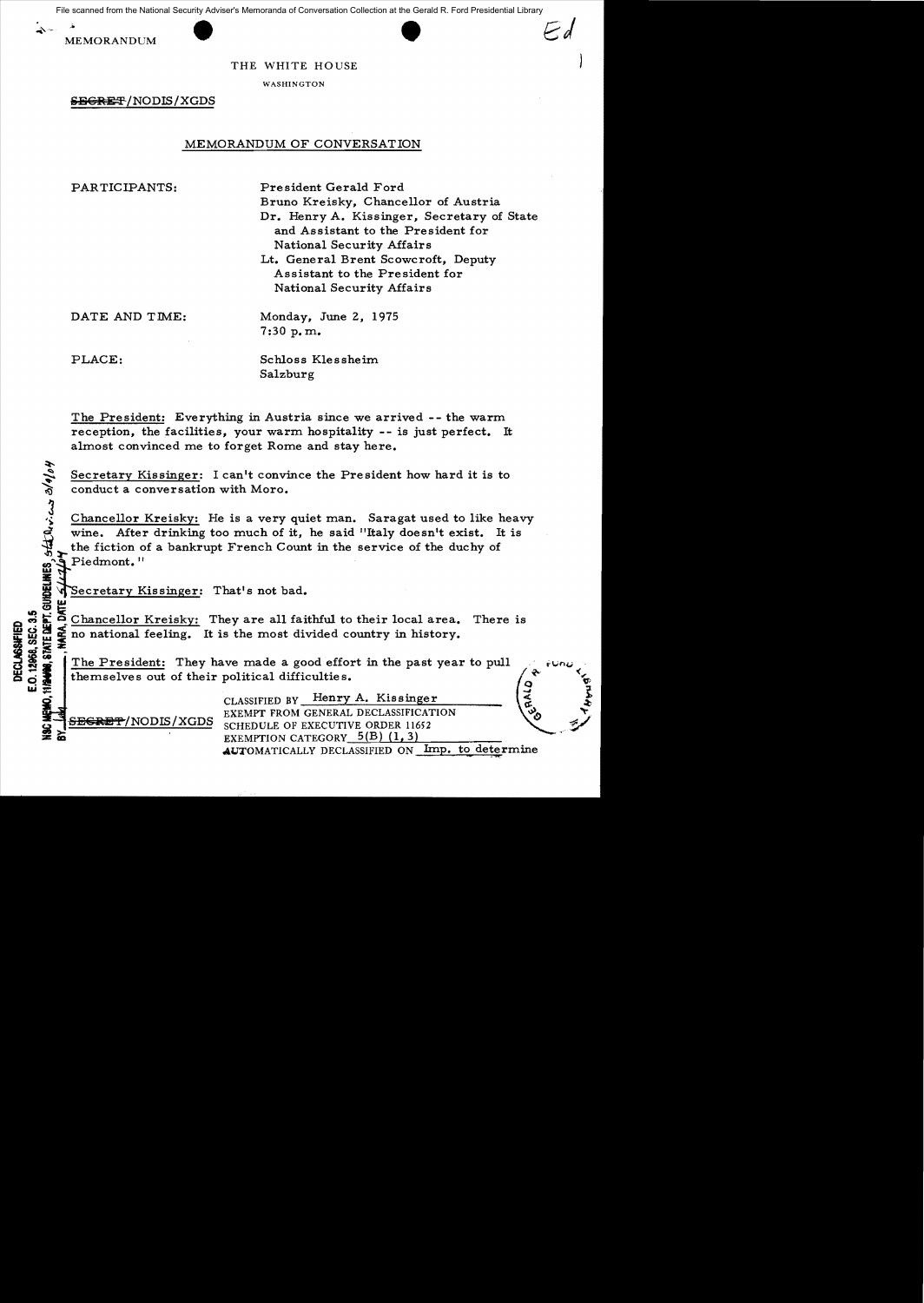File scanned from the National Security Adviser's Memoranda of Conversation Collection at the Gerald R. Ford Presidential Library

MEMORANDUM

THE WHITE HOUSE

WASHINGTON

~~SECRET~~/NODIS/XGDS

## MEMORANDUM OF CONVERSATION

PARTICIPANTS:

President Gerald Ford
Bruno Kreisky, Chancellor of Austria
Dr. Henry A. Kissinger, Secretary of State and Assistant to the President for National Security Affairs
Lt. General Brent Scowcroft, Deputy Assistant to the President for National Security Affairs

DATE AND TIME:

Monday, June 2, 1975
7:30 p.m.

PLACE:

Schloss Klessheim
Salzburg

The President: Everything in Austria since we arrived -- the warm reception, the facilities, your warm hospitality -- is just perfect. It almost convinced me to forget Rome and stay here.

Secretary Kissinger: I can't convince the President how hard it is to conduct a conversation with Moro.

Chancellor Kreisky: He is a very quiet man. Saragat used to like heavy wine. After drinking too much of it, he said "Italy doesn't exist. It is the fiction of a bankrupt French Count in the service of the duchy of Piedmont."

Secretary Kissinger: That's not bad.

Chancellor Kreisky: They are all faithful to their local area. There is no national feeling. It is the most divided country in history.

The President: They have made a good effort in the past year to pull themselves out of their political difficulties.

DECLASSIFIED
E.O. 12958, SEC. 3.5
NSC MEMO, 11/24/98, STATE DEPT. GUIDELINES, State Review 3/9/04
BY ___, NARA, DATE 5/17/04

~~SECRET~~/NODIS/XGDS

CLASSIFIED BY Henry A. Kissinger
EXEMPT FROM GENERAL DECLASSIFICATION
SCHEDULE OF EXECUTIVE ORDER 11652
EXEMPTION CATEGORY 5(B) (1, 3)
AUTOMATICALLY DECLASSIFIED ON Imp. to determine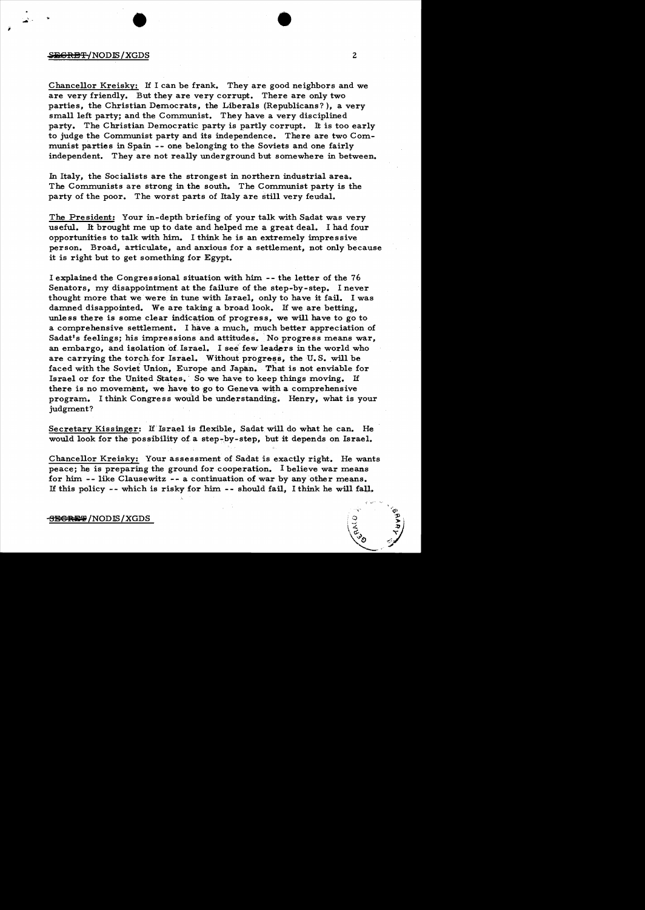Chancellor Kreisky: If I can be frank. They are good neighbors and we are very friendly. But they are very corrupt. There are only two parties, the Christian Democrats, the Liberals (Republicans?), a very small left party; and the Communist. They have a very disciplined party. The Christian Democratic party is partly corrupt. It is too early to judge the Communist party and its independence. There are two Communist parties in Spain -- one belonging to the Soviets and one fairly independent. They are not really underground but somewhere in between.

In Italy, the Socialists are the strongest in northern industrial area. The Communists are strong in the south. The Communist party is the party of the poor. The worst parts of Italy are still very feudal.

The President: Your in-depth briefing of your talk with Sadat was very useful. It brought me up to date and helped me a great deal. I had four opportunities to talk with him. I think he is an extremely impressive person. Broad, articulate, and anxious for a settlement, not only because it is right but to get something for Egypt.

I explained the Congressional situation with him -- the letter of the 76 Senators, my disappointment at the failure of the step-by-step. I never thought more that we were in tune with Israel, only to have it fail. I was damned disappointed. We are taking a broad look. If we are betting, unless there is some clear indication of progress, we will have to go to a comprehensive settlement. I have a much, much better appreciation of Sadat's feelings; his impressions and attitudes. No progress means war, an embargo, and isolation of Israel. I see few leaders in the world who are carrying the torch for Israel. Without progress, the U.S. will be faced with the Soviet Union, Europe and Japan. That is not enviable for Israel or for the United States. So we have to keep things moving. If there is no movement, we have to go to Geneva with a comprehensive program. I think Congress would be understanding. Henry, what is your judgment?

Secretary Kissinger: If Israel is flexible, Sadat will do what he can. He would look for the possibility of a step-by-step, but it depends on Israel.

Chancellor Kreisky: Your assessment of Sadat is exactly right. He wants peace; he is preparing the ground for cooperation. I believe war means for him -- like Clausewitz -- a continuation of war by any other means. If this policy -- which is risky for him -- should fail, I think he will fall.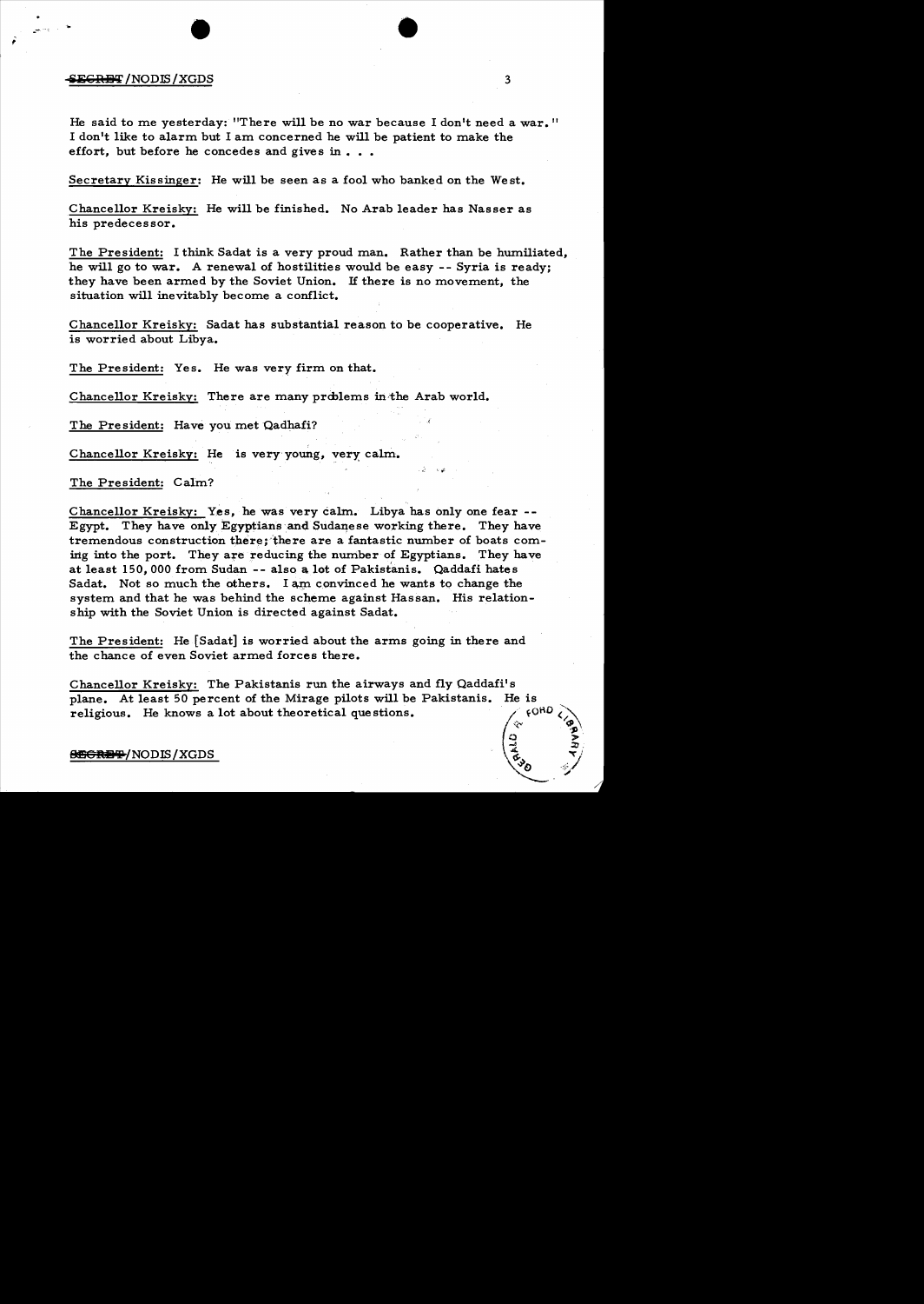He said to me yesterday: "There will be no war because I don't need a war." I don't like to alarm but I am concerned he will be patient to make the effort, but before he concedes and gives in . . .

Secretary Kissinger: He will be seen as a fool who banked on the West.

Chancellor Kreisky: He will be finished. No Arab leader has Nasser as his predecessor.

The President: I think Sadat is a very proud man. Rather than be humiliated, he will go to war. A renewal of hostilities would be easy -- Syria is ready; they have been armed by the Soviet Union. If there is no movement, the situation will inevitably become a conflict.

Chancellor Kreisky: Sadat has substantial reason to be cooperative. He is worried about Libya.

The President: Yes. He was very firm on that.

Chancellor Kreisky: There are many problems in the Arab world.

The President: Have you met Qadhafi?

Chancellor Kreisky: He is very young, very calm.

The President: Calm?

Chancellor Kreisky: Yes, he was very calm. Libya has only one fear -- Egypt. They have only Egyptians and Sudanese working there. They have tremendous construction there; there are a fantastic number of boats coming into the port. They are reducing the number of Egyptians. They have at least 150,000 from Sudan -- also a lot of Pakistanis. Qaddafi hates Sadat. Not so much the others. I am convinced he wants to change the system and that he was behind the scheme against Hassan. His relationship with the Soviet Union is directed against Sadat.

The President: He [Sadat] is worried about the arms going in there and the chance of even Soviet armed forces there.

Chancellor Kreisky: The Pakistanis run the airways and fly Qaddafi's plane. At least 50 percent of the Mirage pilots will be Pakistanis. He is religious. He knows a lot about theoretical questions.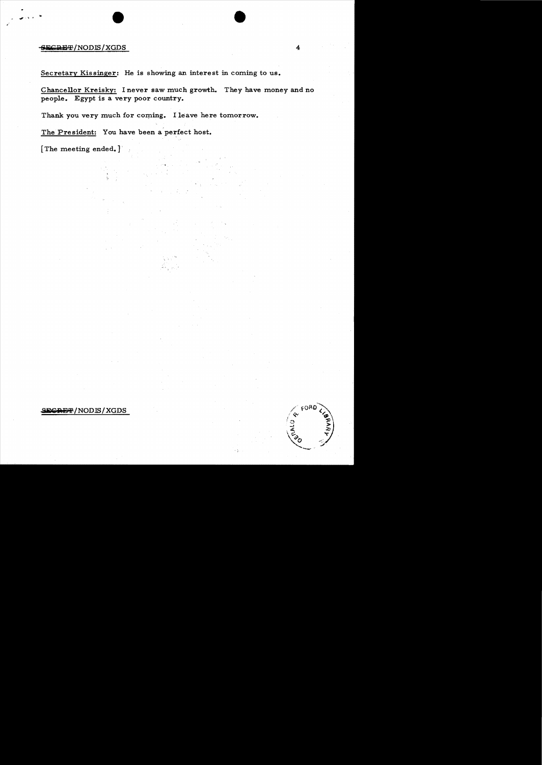Secretary Kissinger: He is showing an interest in coming to us.

Chancellor Kreisky: I never saw much growth. They have money and no people. Egypt is a very poor country.

Thank you very much for coming. I leave here tomorrow.

The President: You have been a perfect host.

[The meeting ended.]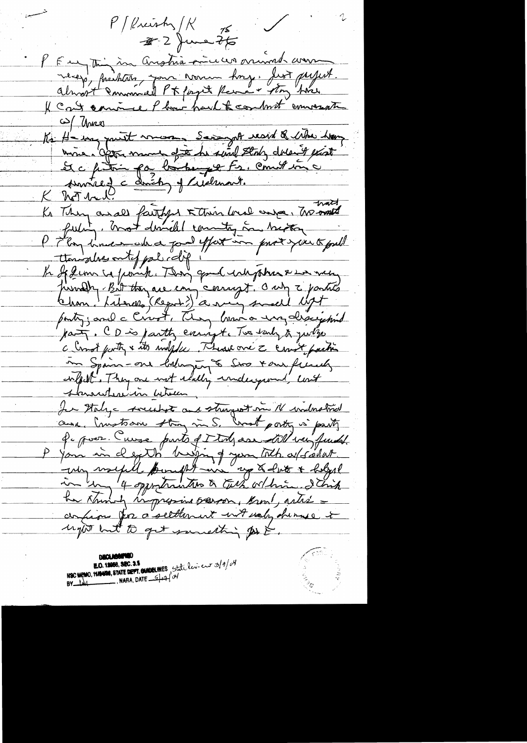P/Kreisky/K
2 June 75

P Every thing in Austria since we arrived was very festive, your women [?] Just perfect. Almost convinced P + forget Rome + stay here

K Can't convince P how hard to conduct conversation w/ three

Kr He was quite [?] Saragat [?] + [?] have many. [?] of [?] he said Italy doesn't [?] [?] [?] for [?] Fr. [?] in a [?] of [?].

K Not [?].

Kr They are all [?] + their local [?] [?] that [?]. [?] country in history

P [?] a good effort in past year to [?] [?]

Kr [?] is [?]. They [?] very friendly. But they are [?] corrupt. Only 2 parties clean: Liberals (Repub?) a very small left party; and the Communists. They have a very disciplined party. CD is partly corrupt. Too early to judge the Commies party + its [?]. There are 2 [?] parties in Spain — one belonging to Soc + our friends [?]. They are not really underground, [?] [?] in [?].

In Italy a socialist are strongest in N industrial area. [?] in S. Communist party is party of poor. [?] parts of Italy are still very feudal.

P Your in depth [?] of your talk w/ Sadat very useful. Brought me up to date + helped in my 4 opportunities to talk w/ him. I think he strongly impressive person, [?] — anxious for a settlement with [?] he must [?] to get something for E.

DECLASSIFIED
E.O. 12958, SEC. 3.5
NSC MEMO, 11/24/98, STATE DEPT. GUIDELINES State review 3/9/04
BY [?] NARA, DATE 5/4/04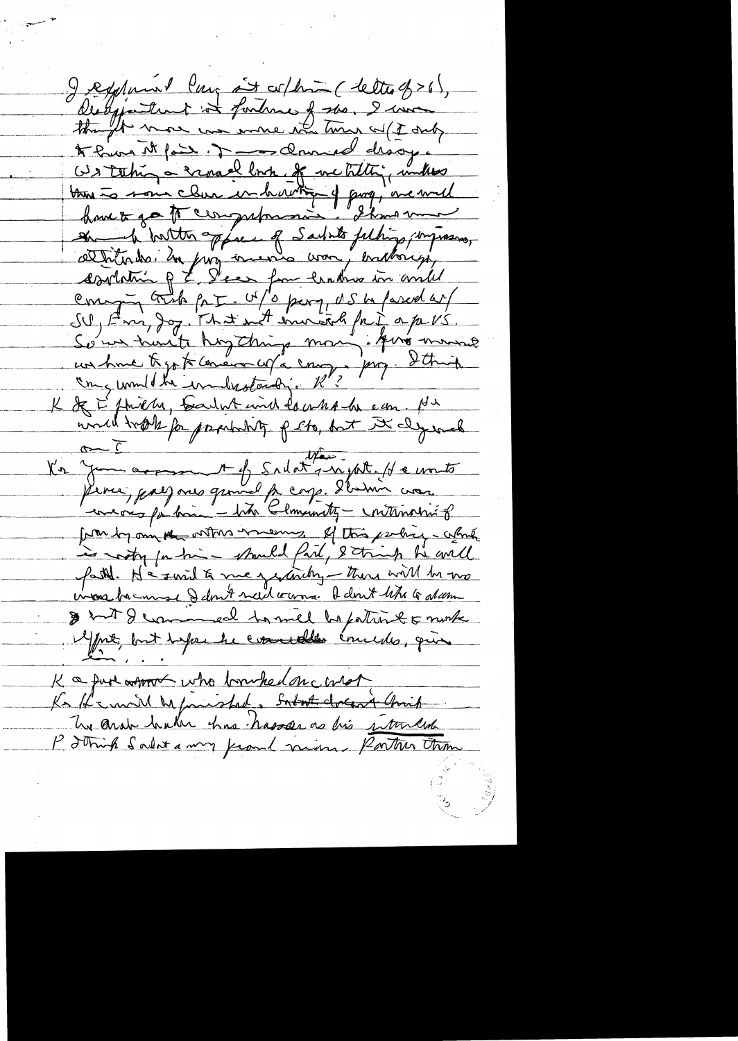I explained Cong. sit w/him (letter of 21), disappointment at failure of step. I was thought more was more in time w/(I only to know it fail). I was disavowed disagr.

We taking a broad look. If we totting, unless there is some clear indication of prog, we will have to go to Congressional. There was some better appreciation of Sadat's feelings, impressions, attitudes. In prog, meant war, embargo, escalation of E. Seen from leaders in world emerging Arab for I. W/o prog, US be faced w/ SU, Eur, Jap. That not in interest for I or for US. So we haven't ruling things in any. If no movement we have to go to Congress w/ a comp. prog. I think Cong would be understanding. R?

K & E friends, Sadat and had to act a bit even. He would look for possibility of step, but it depend on I

K: Your assessment of Sadat's thought. He wants peace, passionately grand for cong. I believe was enormous for him — his Community — intimations of pressure by many other means. If this policy — which is costly for him — should fail, I think he will fall. He said to me yesterday — there will be no war because I don't need war. I don't like to assume it but I conveyed he will be patient & make effort, but before he would concede, given him...

K a pure man who broke his word.

K: He would be punished. Sadat doesn't think the Arab leader has Nasser as his intended. P: I think Sadat a very proud man. Rather than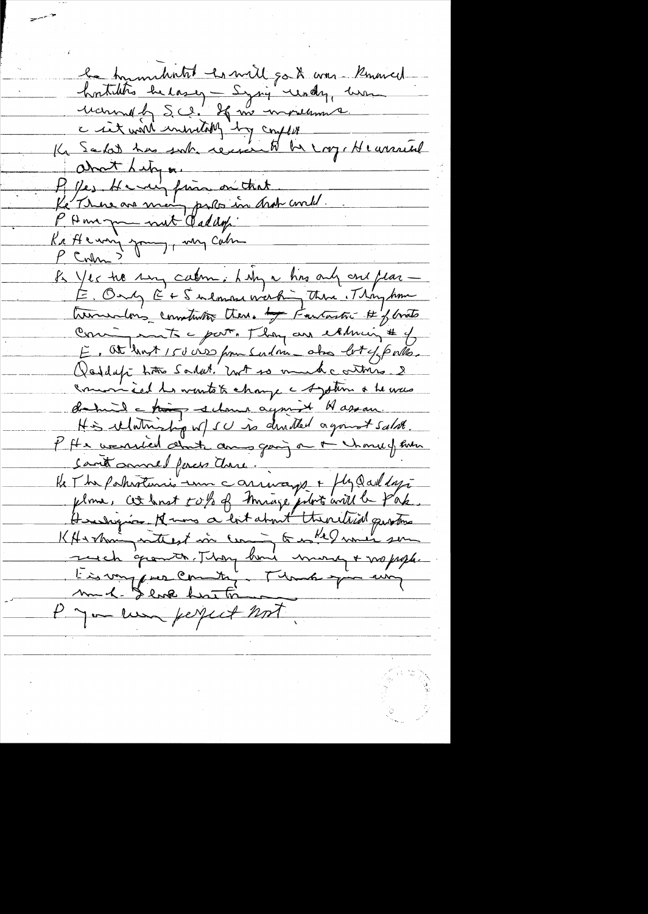he immediately he will go to war. Renewed hostilities he lacks – Syria ready, has moved by SU. If no movement then it will inevitably by conflict.

K: Sadat has such resentment he is crazy. He worried about Libya.

P: Yes. He very firm on that.

K: There are many probs in that world.

P: Have you met Qaddafi?

K: He very young, very calm.

P: Calm?

K: Yes he very calm. Libya a has only one fear – E. Only E & S unknown working there. They have tremendous construction there. Fantastic # of boats coming into the port. They are ? # of E. At least 150,000 from Sudan – also lot of Pakis. Qaddafi hates Sadat, but so much contempt. Economical he wants to change the system & he was behind the coup scheme against Hassan. His relationship w/ SU is directed against Sadat.

P: He worried about arms going in & chance of Soviet armed forces there.

K: The Pakistanis run the airways & fly Qaddafi's plane. At least 50% of Mirage pilots will be Pak. Hashimi. He was a lot about theoretical questions.

K: Have strong interest in coming to US. K I met some such group. They have money & no people. Is very poor country. Thanks you very much. I look forward

P: You were perfect host.